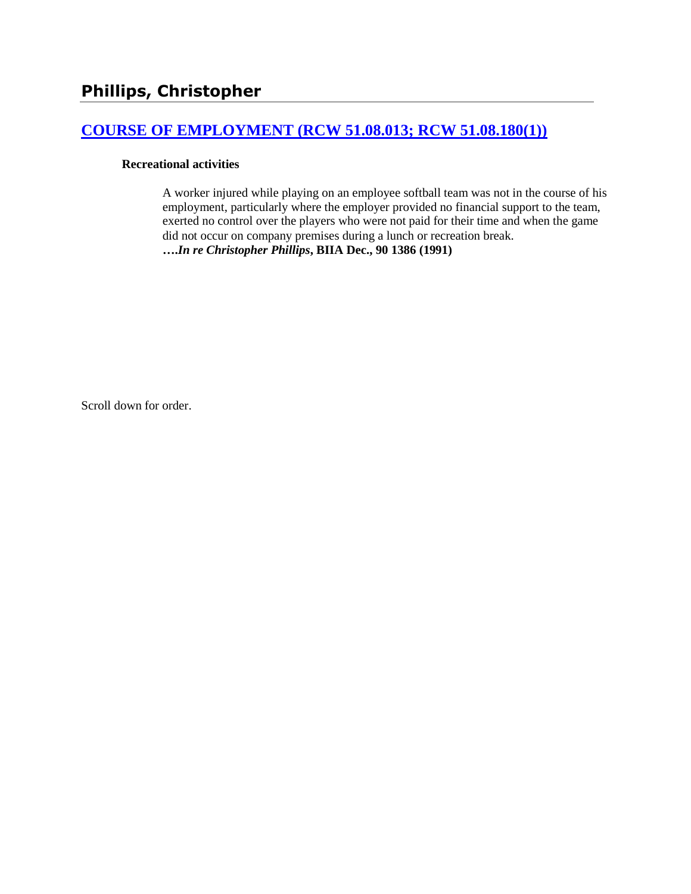# Phillips, Christopher

## [COURSE OF EMPLOYMENT (RCW 51.08.013; RCW 51.08.180(1))]

**Recreational activities**

A worker injured while playing on an employee softball team was not in the course of his employment, particularly where the employer provided no financial support to the team, exerted no control over the players who were not paid for their time and when the game did not occur on company premises during a lunch or recreation break. ***….In re Christopher Phillips*, BIIA Dec., 90 1386 (1991)**

Scroll down for order.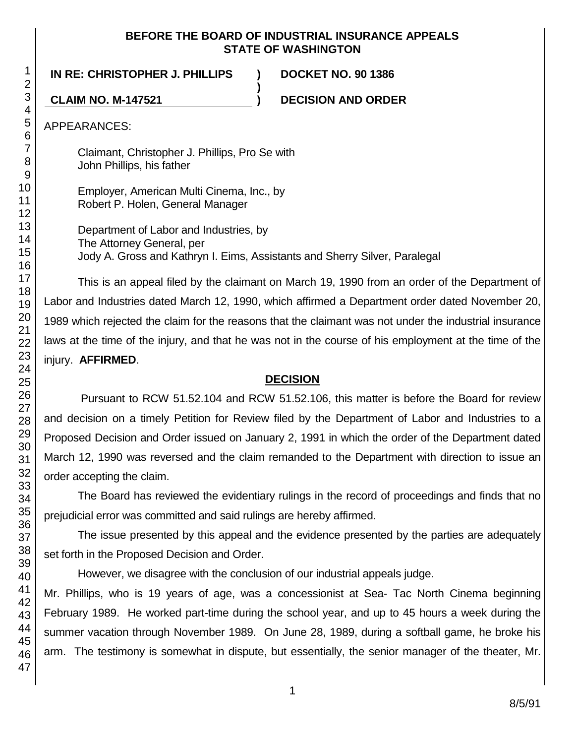**BEFORE THE BOARD OF INDUSTRIAL INSURANCE APPEALS**
**STATE OF WASHINGTON**

**IN RE: CHRISTOPHER J. PHILLIPS ) DOCKET NO. 90 1386**

**CLAIM NO. M-147521 ) DECISION AND ORDER**

APPEARANCES:

Claimant, Christopher J. Phillips, Pro Se with John Phillips, his father

Employer, American Multi Cinema, Inc., by Robert P. Holen, General Manager

Department of Labor and Industries, by The Attorney General, per Jody A. Gross and Kathryn I. Eims, Assistants and Sherry Silver, Paralegal

This is an appeal filed by the claimant on March 19, 1990 from an order of the Department of Labor and Industries dated March 12, 1990, which affirmed a Department order dated November 20, 1989 which rejected the claim for the reasons that the claimant was not under the industrial insurance laws at the time of the injury, and that he was not in the course of his employment at the time of the injury. **AFFIRMED**.

## DECISION

Pursuant to RCW 51.52.104 and RCW 51.52.106, this matter is before the Board for review and decision on a timely Petition for Review filed by the Department of Labor and Industries to a Proposed Decision and Order issued on January 2, 1991 in which the order of the Department dated March 12, 1990 was reversed and the claim remanded to the Department with direction to issue an order accepting the claim.

The Board has reviewed the evidentiary rulings in the record of proceedings and finds that no prejudicial error was committed and said rulings are hereby affirmed.

The issue presented by this appeal and the evidence presented by the parties are adequately set forth in the Proposed Decision and Order.

However, we disagree with the conclusion of our industrial appeals judge.

Mr. Phillips, who is 19 years of age, was a concessionist at Sea- Tac North Cinema beginning February 1989. He worked part-time during the school year, and up to 45 hours a week during the summer vacation through November 1989. On June 28, 1989, during a softball game, he broke his arm. The testimony is somewhat in dispute, but essentially, the senior manager of the theater, Mr.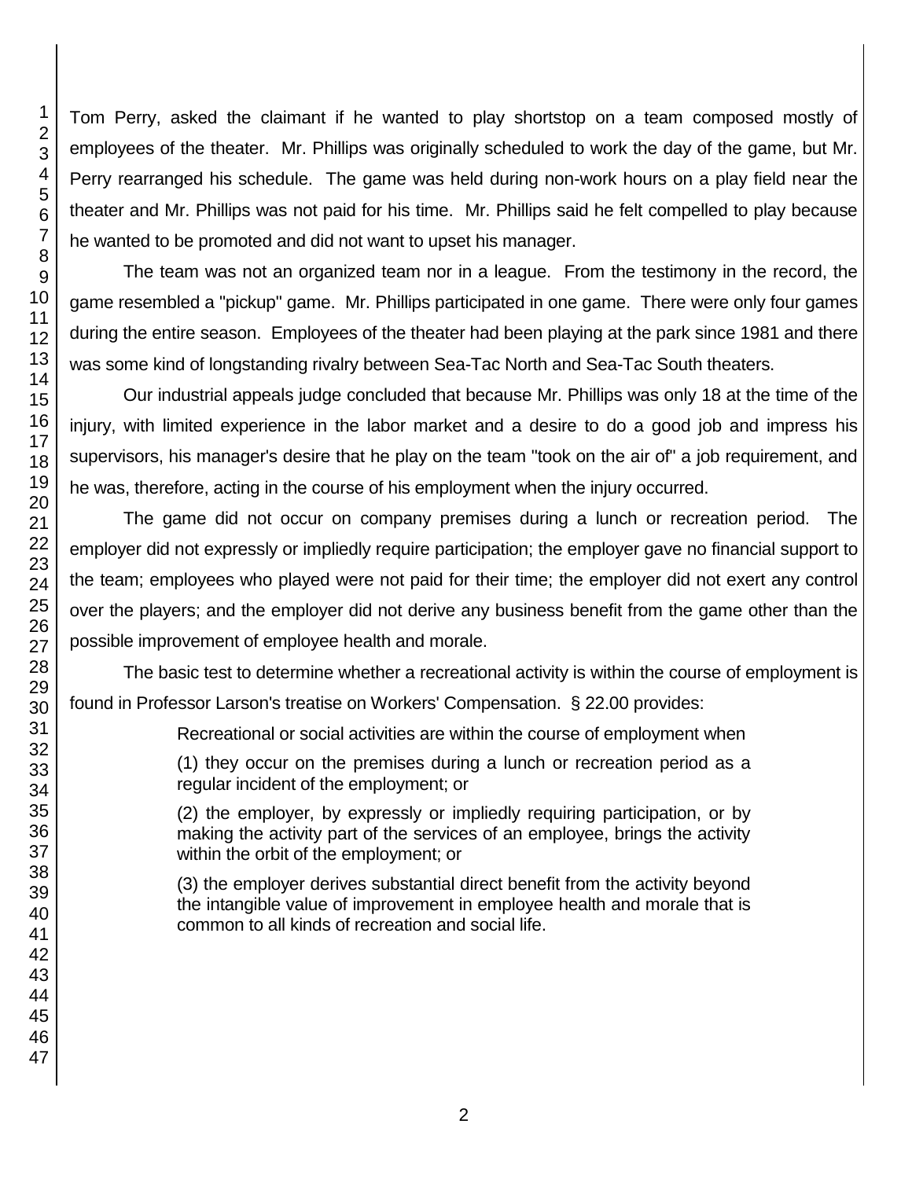Tom Perry, asked the claimant if he wanted to play shortstop on a team composed mostly of employees of the theater. Mr. Phillips was originally scheduled to work the day of the game, but Mr. Perry rearranged his schedule. The game was held during non-work hours on a play field near the theater and Mr. Phillips was not paid for his time. Mr. Phillips said he felt compelled to play because he wanted to be promoted and did not want to upset his manager.

The team was not an organized team nor in a league. From the testimony in the record, the game resembled a "pickup" game. Mr. Phillips participated in one game. There were only four games during the entire season. Employees of the theater had been playing at the park since 1981 and there was some kind of longstanding rivalry between Sea-Tac North and Sea-Tac South theaters.

Our industrial appeals judge concluded that because Mr. Phillips was only 18 at the time of the injury, with limited experience in the labor market and a desire to do a good job and impress his supervisors, his manager's desire that he play on the team "took on the air of" a job requirement, and he was, therefore, acting in the course of his employment when the injury occurred.

The game did not occur on company premises during a lunch or recreation period. The employer did not expressly or impliedly require participation; the employer gave no financial support to the team; employees who played were not paid for their time; the employer did not exert any control over the players; and the employer did not derive any business benefit from the game other than the possible improvement of employee health and morale.

The basic test to determine whether a recreational activity is within the course of employment is found in Professor Larson's treatise on Workers' Compensation. § 22.00 provides:

> Recreational or social activities are within the course of employment when
>
> (1) they occur on the premises during a lunch or recreation period as a regular incident of the employment; or
>
> (2) the employer, by expressly or impliedly requiring participation, or by making the activity part of the services of an employee, brings the activity within the orbit of the employment; or
>
> (3) the employer derives substantial direct benefit from the activity beyond the intangible value of improvement in employee health and morale that is common to all kinds of recreation and social life.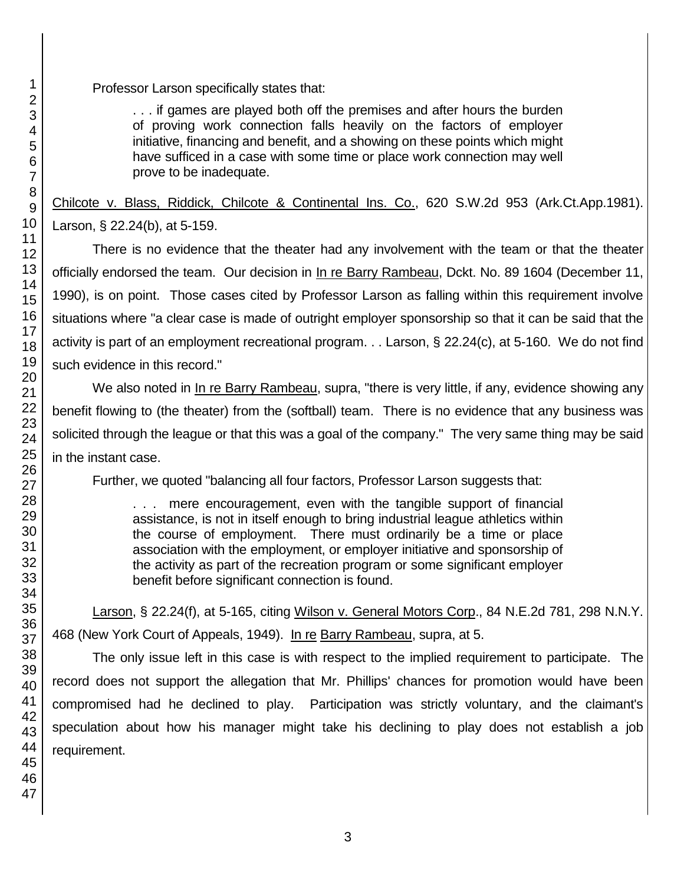Professor Larson specifically states that:

> . . . if games are played both off the premises and after hours the burden of proving work connection falls heavily on the factors of employer initiative, financing and benefit, and a showing on these points which might have sufficed in a case with some time or place work connection may well prove to be inadequate.

Chilcote v. Blass, Riddick, Chilcote & Continental Ins. Co., 620 S.W.2d 953 (Ark.Ct.App.1981). Larson, § 22.24(b), at 5-159.

There is no evidence that the theater had any involvement with the team or that the theater officially endorsed the team. Our decision in In re Barry Rambeau, Dckt. No. 89 1604 (December 11, 1990), is on point. Those cases cited by Professor Larson as falling within this requirement involve situations where "a clear case is made of outright employer sponsorship so that it can be said that the activity is part of an employment recreational program. . . Larson, § 22.24(c), at 5-160. We do not find such evidence in this record."

We also noted in In re Barry Rambeau, supra, "there is very little, if any, evidence showing any benefit flowing to (the theater) from the (softball) team. There is no evidence that any business was solicited through the league or that this was a goal of the company." The very same thing may be said in the instant case.

Further, we quoted "balancing all four factors, Professor Larson suggests that:

> . . . mere encouragement, even with the tangible support of financial assistance, is not in itself enough to bring industrial league athletics within the course of employment. There must ordinarily be a time or place association with the employment, or employer initiative and sponsorship of the activity as part of the recreation program or some significant employer benefit before significant connection is found.

Larson, § 22.24(f), at 5-165, citing Wilson v. General Motors Corp., 84 N.E.2d 781, 298 N.N.Y. 468 (New York Court of Appeals, 1949). In re Barry Rambeau, supra, at 5.

The only issue left in this case is with respect to the implied requirement to participate. The record does not support the allegation that Mr. Phillips' chances for promotion would have been compromised had he declined to play. Participation was strictly voluntary, and the claimant's speculation about how his manager might take his declining to play does not establish a job requirement.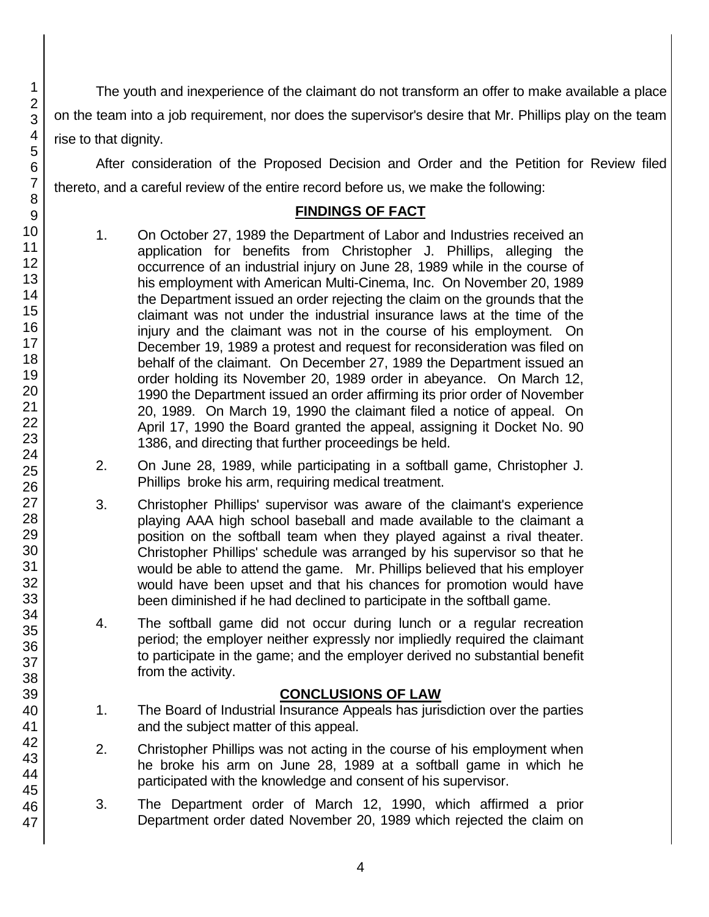The youth and inexperience of the claimant do not transform an offer to make available a place on the team into a job requirement, nor does the supervisor's desire that Mr. Phillips play on the team rise to that dignity.

After consideration of the Proposed Decision and Order and the Petition for Review filed thereto, and a careful review of the entire record before us, we make the following:

## FINDINGS OF FACT

1. On October 27, 1989 the Department of Labor and Industries received an application for benefits from Christopher J. Phillips, alleging the occurrence of an industrial injury on June 28, 1989 while in the course of his employment with American Multi-Cinema, Inc. On November 20, 1989 the Department issued an order rejecting the claim on the grounds that the claimant was not under the industrial insurance laws at the time of the injury and the claimant was not in the course of his employment. On December 19, 1989 a protest and request for reconsideration was filed on behalf of the claimant. On December 27, 1989 the Department issued an order holding its November 20, 1989 order in abeyance. On March 12, 1990 the Department issued an order affirming its prior order of November 20, 1989. On March 19, 1990 the claimant filed a notice of appeal. On April 17, 1990 the Board granted the appeal, assigning it Docket No. 90 1386, and directing that further proceedings be held.

2. On June 28, 1989, while participating in a softball game, Christopher J. Phillips broke his arm, requiring medical treatment.

3. Christopher Phillips' supervisor was aware of the claimant's experience playing AAA high school baseball and made available to the claimant a position on the softball team when they played against a rival theater. Christopher Phillips' schedule was arranged by his supervisor so that he would be able to attend the game. Mr. Phillips believed that his employer would have been upset and that his chances for promotion would have been diminished if he had declined to participate in the softball game.

4. The softball game did not occur during lunch or a regular recreation period; the employer neither expressly nor impliedly required the claimant to participate in the game; and the employer derived no substantial benefit from the activity.

## CONCLUSIONS OF LAW

1. The Board of Industrial Insurance Appeals has jurisdiction over the parties and the subject matter of this appeal.

2. Christopher Phillips was not acting in the course of his employment when he broke his arm on June 28, 1989 at a softball game in which he participated with the knowledge and consent of his supervisor.

3. The Department order of March 12, 1990, which affirmed a prior Department order dated November 20, 1989 which rejected the claim on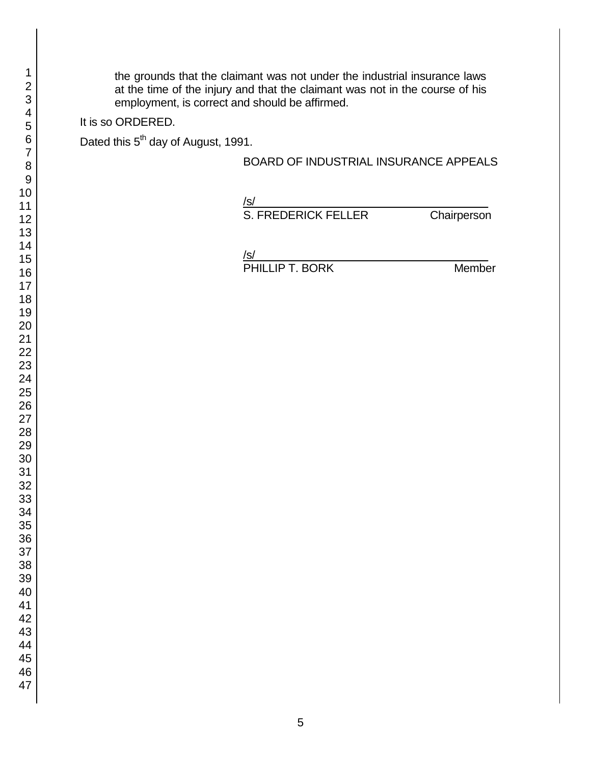the grounds that the claimant was not under the industrial insurance laws at the time of the injury and that the claimant was not in the course of his employment, is correct and should be affirmed.

It is so ORDERED.

Dated this 5th day of August, 1991.

BOARD OF INDUSTRIAL INSURANCE APPEALS

/s/
S. FREDERICK FELLER Chairperson

/s/
PHILLIP T. BORK Member